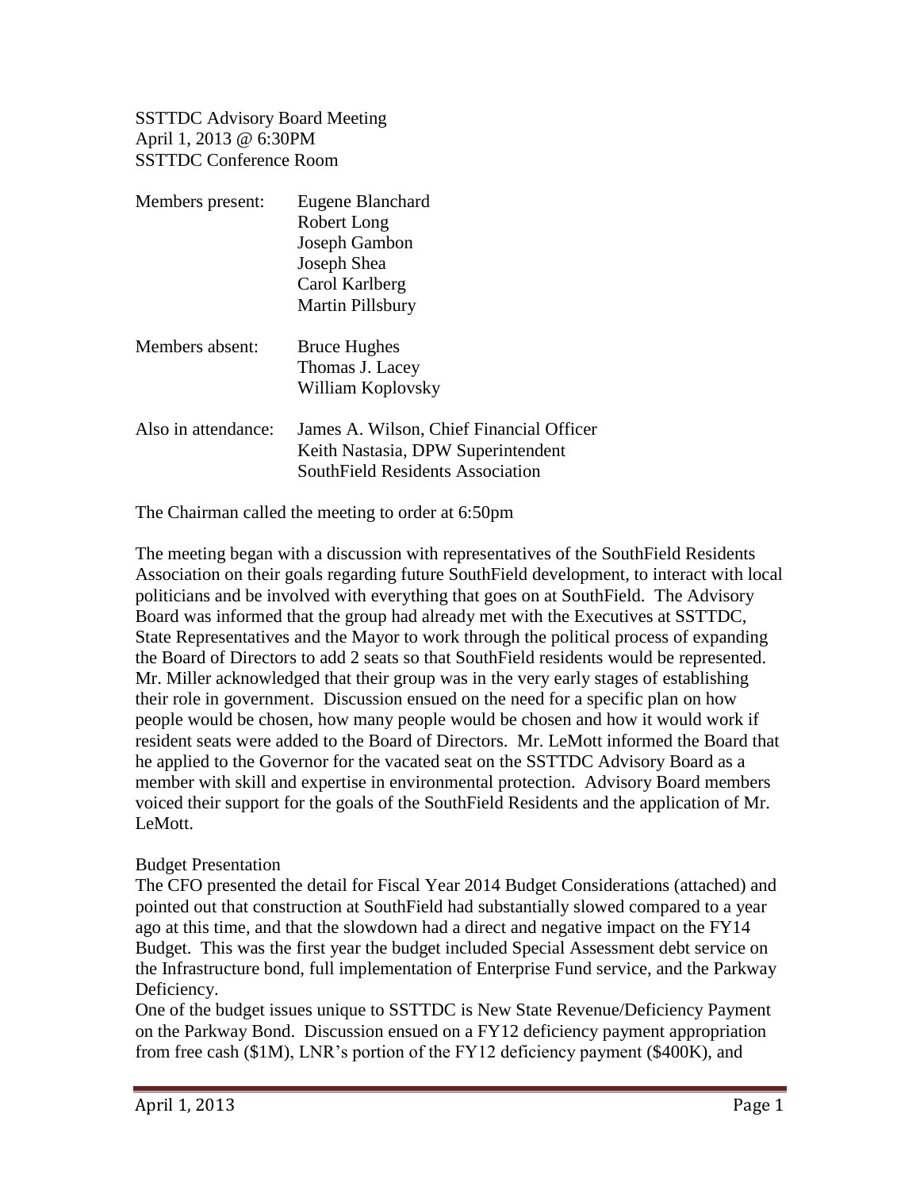SSTTDC Advisory Board Meeting
April 1, 2013 @ 6:30PM
SSTTDC Conference Room

| | |
|---|---|
| Members present: | Eugene Blanchard<br>Robert Long<br>Joseph Gambon<br>Joseph Shea<br>Carol Karlberg<br>Martin Pillsbury |
| Members absent: | Bruce Hughes<br>Thomas J. Lacey<br>William Koplovsky |
| Also in attendance: | James A. Wilson, Chief Financial Officer<br>Keith Nastasia, DPW Superintendent<br>SouthField Residents Association |

The Chairman called the meeting to order at 6:50pm

The meeting began with a discussion with representatives of the SouthField Residents Association on their goals regarding future SouthField development, to interact with local politicians and be involved with everything that goes on at SouthField. The Advisory Board was informed that the group had already met with the Executives at SSTTDC, State Representatives and the Mayor to work through the political process of expanding the Board of Directors to add 2 seats so that SouthField residents would be represented. Mr. Miller acknowledged that their group was in the very early stages of establishing their role in government. Discussion ensued on the need for a specific plan on how people would be chosen, how many people would be chosen and how it would work if resident seats were added to the Board of Directors. Mr. LeMott informed the Board that he applied to the Governor for the vacated seat on the SSTTDC Advisory Board as a member with skill and expertise in environmental protection. Advisory Board members voiced their support for the goals of the SouthField Residents and the application of Mr. LeMott.

Budget Presentation

The CFO presented the detail for Fiscal Year 2014 Budget Considerations (attached) and pointed out that construction at SouthField had substantially slowed compared to a year ago at this time, and that the slowdown had a direct and negative impact on the FY14 Budget. This was the first year the budget included Special Assessment debt service on the Infrastructure bond, full implementation of Enterprise Fund service, and the Parkway Deficiency.

One of the budget issues unique to SSTTDC is New State Revenue/Deficiency Payment on the Parkway Bond. Discussion ensued on a FY12 deficiency payment appropriation from free cash ($1M), LNR's portion of the FY12 deficiency payment ($400K), and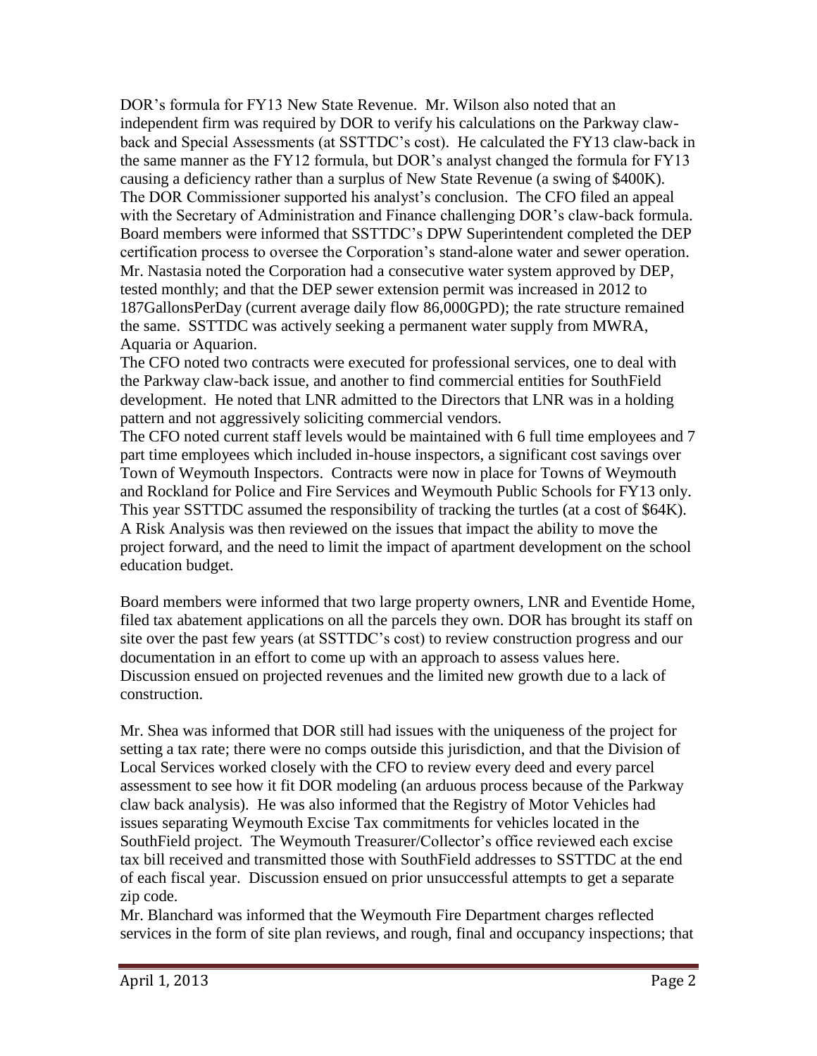DOR's formula for FY13 New State Revenue. Mr. Wilson also noted that an independent firm was required by DOR to verify his calculations on the Parkway claw-back and Special Assessments (at SSTTDC's cost). He calculated the FY13 claw-back in the same manner as the FY12 formula, but DOR's analyst changed the formula for FY13 causing a deficiency rather than a surplus of New State Revenue (a swing of $400K). The DOR Commissioner supported his analyst's conclusion. The CFO filed an appeal with the Secretary of Administration and Finance challenging DOR's claw-back formula. Board members were informed that SSTTDC's DPW Superintendent completed the DEP certification process to oversee the Corporation's stand-alone water and sewer operation. Mr. Nastasia noted the Corporation had a consecutive water system approved by DEP, tested monthly; and that the DEP sewer extension permit was increased in 2012 to 187GallonsPerDay (current average daily flow 86,000GPD); the rate structure remained the same. SSTTDC was actively seeking a permanent water supply from MWRA, Aquaria or Aquarion.

The CFO noted two contracts were executed for professional services, one to deal with the Parkway claw-back issue, and another to find commercial entities for SouthField development. He noted that LNR admitted to the Directors that LNR was in a holding pattern and not aggressively soliciting commercial vendors.

The CFO noted current staff levels would be maintained with 6 full time employees and 7 part time employees which included in-house inspectors, a significant cost savings over Town of Weymouth Inspectors. Contracts were now in place for Towns of Weymouth and Rockland for Police and Fire Services and Weymouth Public Schools for FY13 only. This year SSTTDC assumed the responsibility of tracking the turtles (at a cost of $64K). A Risk Analysis was then reviewed on the issues that impact the ability to move the project forward, and the need to limit the impact of apartment development on the school education budget.

Board members were informed that two large property owners, LNR and Eventide Home, filed tax abatement applications on all the parcels they own. DOR has brought its staff on site over the past few years (at SSTTDC's cost) to review construction progress and our documentation in an effort to come up with an approach to assess values here. Discussion ensued on projected revenues and the limited new growth due to a lack of construction.

Mr. Shea was informed that DOR still had issues with the uniqueness of the project for setting a tax rate; there were no comps outside this jurisdiction, and that the Division of Local Services worked closely with the CFO to review every deed and every parcel assessment to see how it fit DOR modeling (an arduous process because of the Parkway claw back analysis). He was also informed that the Registry of Motor Vehicles had issues separating Weymouth Excise Tax commitments for vehicles located in the SouthField project. The Weymouth Treasurer/Collector's office reviewed each excise tax bill received and transmitted those with SouthField addresses to SSTTDC at the end of each fiscal year. Discussion ensued on prior unsuccessful attempts to get a separate zip code.

Mr. Blanchard was informed that the Weymouth Fire Department charges reflected services in the form of site plan reviews, and rough, final and occupancy inspections; that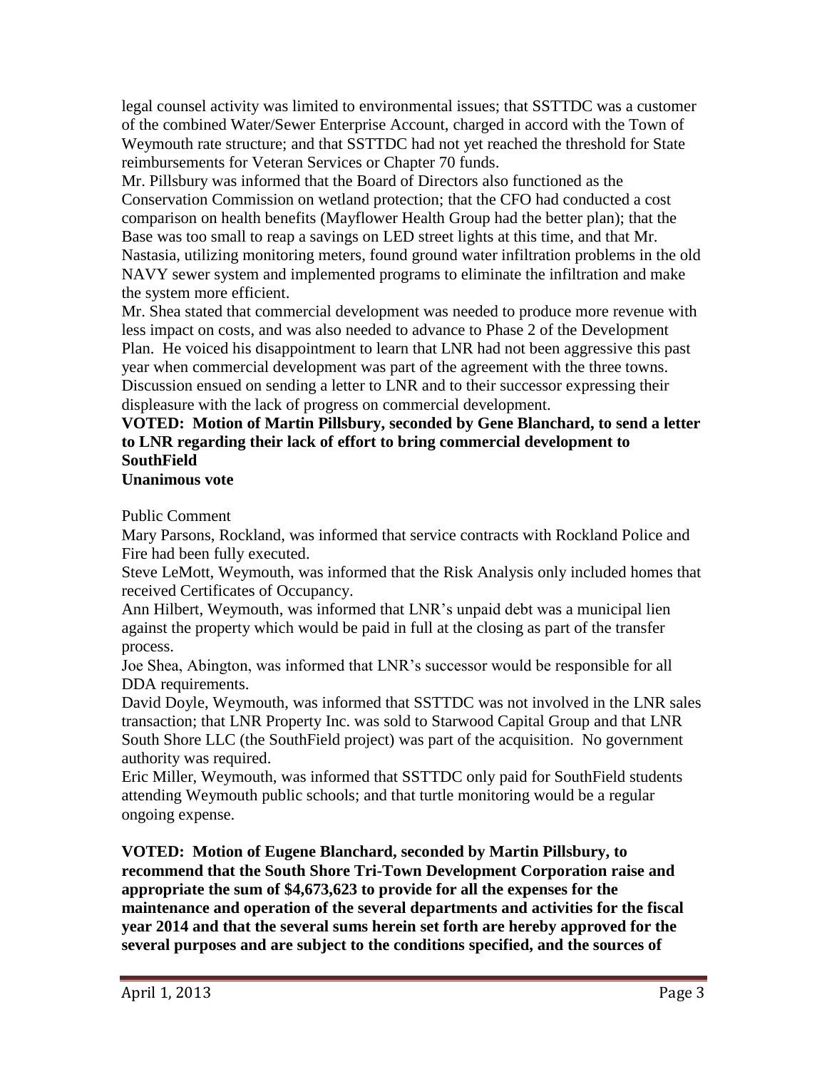legal counsel activity was limited to environmental issues; that SSTTDC was a customer of the combined Water/Sewer Enterprise Account, charged in accord with the Town of Weymouth rate structure; and that SSTTDC had not yet reached the threshold for State reimbursements for Veteran Services or Chapter 70 funds.

Mr. Pillsbury was informed that the Board of Directors also functioned as the Conservation Commission on wetland protection; that the CFO had conducted a cost comparison on health benefits (Mayflower Health Group had the better plan); that the Base was too small to reap a savings on LED street lights at this time, and that Mr. Nastasia, utilizing monitoring meters, found ground water infiltration problems in the old NAVY sewer system and implemented programs to eliminate the infiltration and make the system more efficient.

Mr. Shea stated that commercial development was needed to produce more revenue with less impact on costs, and was also needed to advance to Phase 2 of the Development Plan. He voiced his disappointment to learn that LNR had not been aggressive this past year when commercial development was part of the agreement with the three towns. Discussion ensued on sending a letter to LNR and to their successor expressing their displeasure with the lack of progress on commercial development.

**VOTED: Motion of Martin Pillsbury, seconded by Gene Blanchard, to send a letter to LNR regarding their lack of effort to bring commercial development to SouthField**
**Unanimous vote**

Public Comment

Mary Parsons, Rockland, was informed that service contracts with Rockland Police and Fire had been fully executed.

Steve LeMott, Weymouth, was informed that the Risk Analysis only included homes that received Certificates of Occupancy.

Ann Hilbert, Weymouth, was informed that LNR's unpaid debt was a municipal lien against the property which would be paid in full at the closing as part of the transfer process.

Joe Shea, Abington, was informed that LNR's successor would be responsible for all DDA requirements.

David Doyle, Weymouth, was informed that SSTTDC was not involved in the LNR sales transaction; that LNR Property Inc. was sold to Starwood Capital Group and that LNR South Shore LLC (the SouthField project) was part of the acquisition. No government authority was required.

Eric Miller, Weymouth, was informed that SSTTDC only paid for SouthField students attending Weymouth public schools; and that turtle monitoring would be a regular ongoing expense.

**VOTED: Motion of Eugene Blanchard, seconded by Martin Pillsbury, to recommend that the South Shore Tri-Town Development Corporation raise and appropriate the sum of $4,673,623 to provide for all the expenses for the maintenance and operation of the several departments and activities for the fiscal year 2014 and that the several sums herein set forth are hereby approved for the several purposes and are subject to the conditions specified, and the sources of**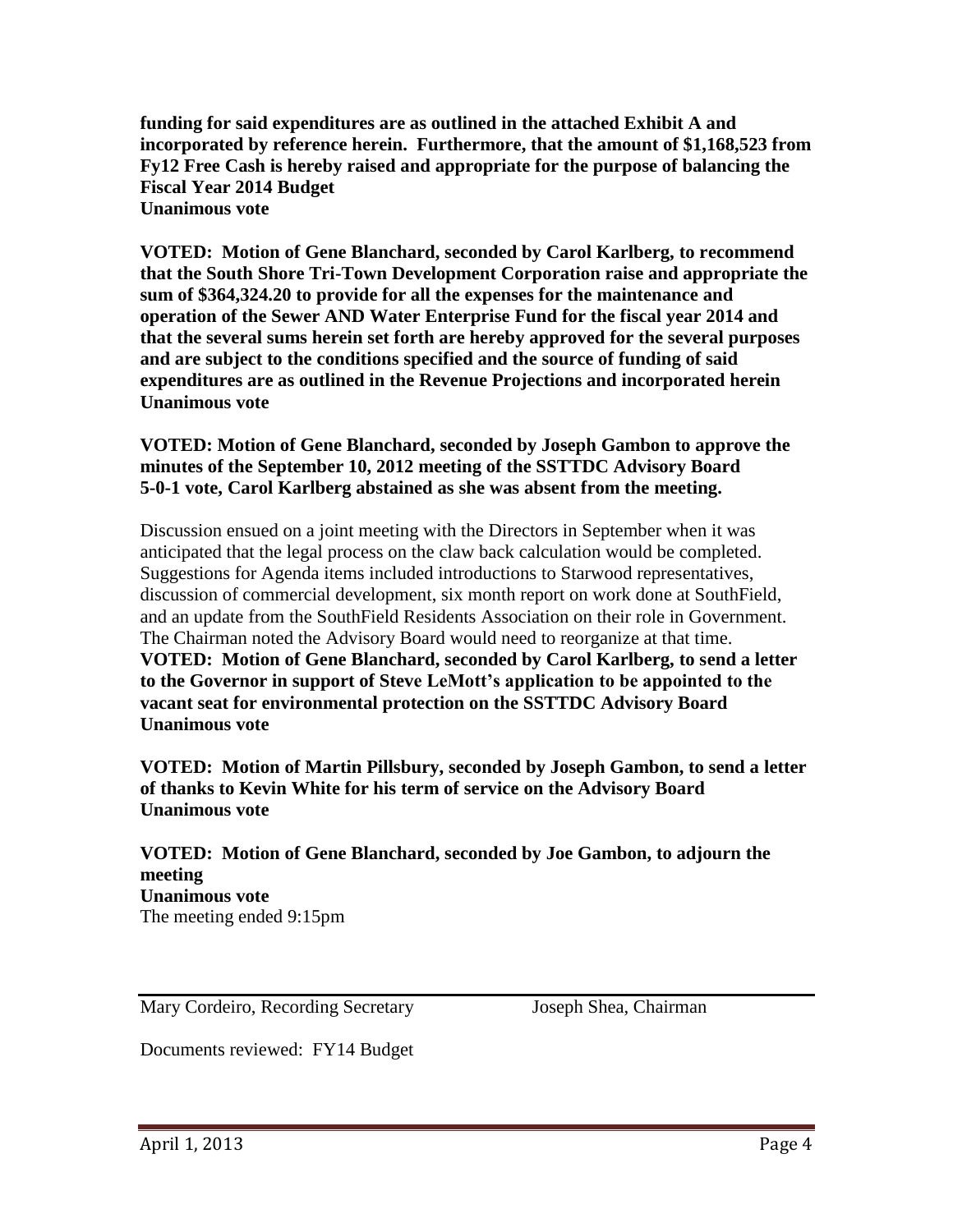**funding for said expenditures are as outlined in the attached Exhibit A and incorporated by reference herein. Furthermore, that the amount of $1,168,523 from Fy12 Free Cash is hereby raised and appropriate for the purpose of balancing the Fiscal Year 2014 Budget**
**Unanimous vote**

**VOTED: Motion of Gene Blanchard, seconded by Carol Karlberg, to recommend that the South Shore Tri-Town Development Corporation raise and appropriate the sum of $364,324.20 to provide for all the expenses for the maintenance and operation of the Sewer AND Water Enterprise Fund for the fiscal year 2014 and that the several sums herein set forth are hereby approved for the several purposes and are subject to the conditions specified and the source of funding of said expenditures are as outlined in the Revenue Projections and incorporated herein**
**Unanimous vote**

**VOTED: Motion of Gene Blanchard, seconded by Joseph Gambon to approve the minutes of the September 10, 2012 meeting of the SSTTDC Advisory Board 5-0-1 vote, Carol Karlberg abstained as she was absent from the meeting.**

Discussion ensued on a joint meeting with the Directors in September when it was anticipated that the legal process on the claw back calculation would be completed. Suggestions for Agenda items included introductions to Starwood representatives, discussion of commercial development, six month report on work done at SouthField, and an update from the SouthField Residents Association on their role in Government. The Chairman noted the Advisory Board would need to reorganize at that time.
**VOTED: Motion of Gene Blanchard, seconded by Carol Karlberg, to send a letter to the Governor in support of Steve LeMott's application to be appointed to the vacant seat for environmental protection on the SSTTDC Advisory Board**
**Unanimous vote**

**VOTED: Motion of Martin Pillsbury, seconded by Joseph Gambon, to send a letter of thanks to Kevin White for his term of service on the Advisory Board**
**Unanimous vote**

**VOTED: Motion of Gene Blanchard, seconded by Joe Gambon, to adjourn the meeting**
**Unanimous vote**
The meeting ended 9:15pm

Mary Cordeiro, Recording Secretary Joseph Shea, Chairman

Documents reviewed: FY14 Budget